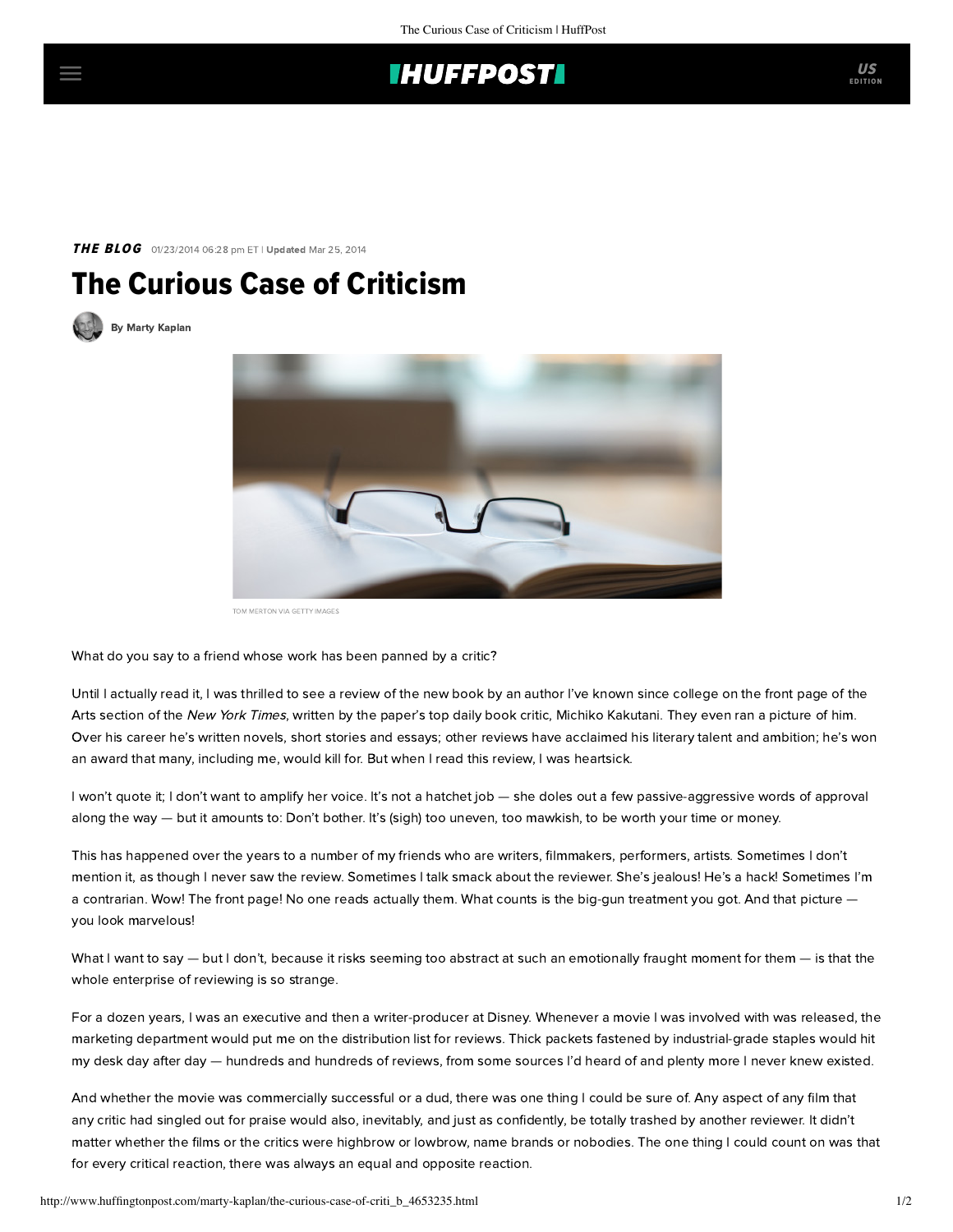**THE BLOG** 01/23/2014 06:28 pm ET | **Updated** Mar 25, 2014

# The Curious Case of Criticism

By Marty Kaplan

TOM MERTON VIA GETTY IMAGES

What do you say to a friend whose work has been panned by a critic?

Until I actually read it, I was thrilled to see a review of the new book by an author I've known since college on the front page of the Arts section of the *New York Times*, written by the paper's top daily book critic, Michiko Kakutani. They even ran a picture of him. Over his career he's written novels, short stories and essays; other reviews have acclaimed his literary talent and ambition; he's won an award that many, including me, would kill for. But when I read this review, I was heartsick.

I won't quote it; I don't want to amplify her voice. It's not a hatchet job — she doles out a few passive-aggressive words of approval along the way — but it amounts to: Don't bother. It's (sigh) too uneven, too mawkish, to be worth your time or money.

This has happened over the years to a number of my friends who are writers, filmmakers, performers, artists. Sometimes I don't mention it, as though I never saw the review. Sometimes I talk smack about the reviewer. She's jealous! He's a hack! Sometimes I'm a contrarian. Wow! The front page! No one reads actually them. What counts is the big-gun treatment you got. And that picture — you look marvelous!

What I want to say — but I don't, because it risks seeming too abstract at such an emotionally fraught moment for them — is that the whole enterprise of reviewing is so strange.

For a dozen years, I was an executive and then a writer-producer at Disney. Whenever a movie I was involved with was released, the marketing department would put me on the distribution list for reviews. Thick packets fastened by industrial-grade staples would hit my desk day after day — hundreds and hundreds of reviews, from some sources I'd heard of and plenty more I never knew existed.

And whether the movie was commercially successful or a dud, there was one thing I could be sure of. Any aspect of any film that any critic had singled out for praise would also, inevitably, and just as confidently, be totally trashed by another reviewer. It didn't matter whether the films or the critics were highbrow or lowbrow, name brands or nobodies. The one thing I could count on was that for every critical reaction, there was always an equal and opposite reaction.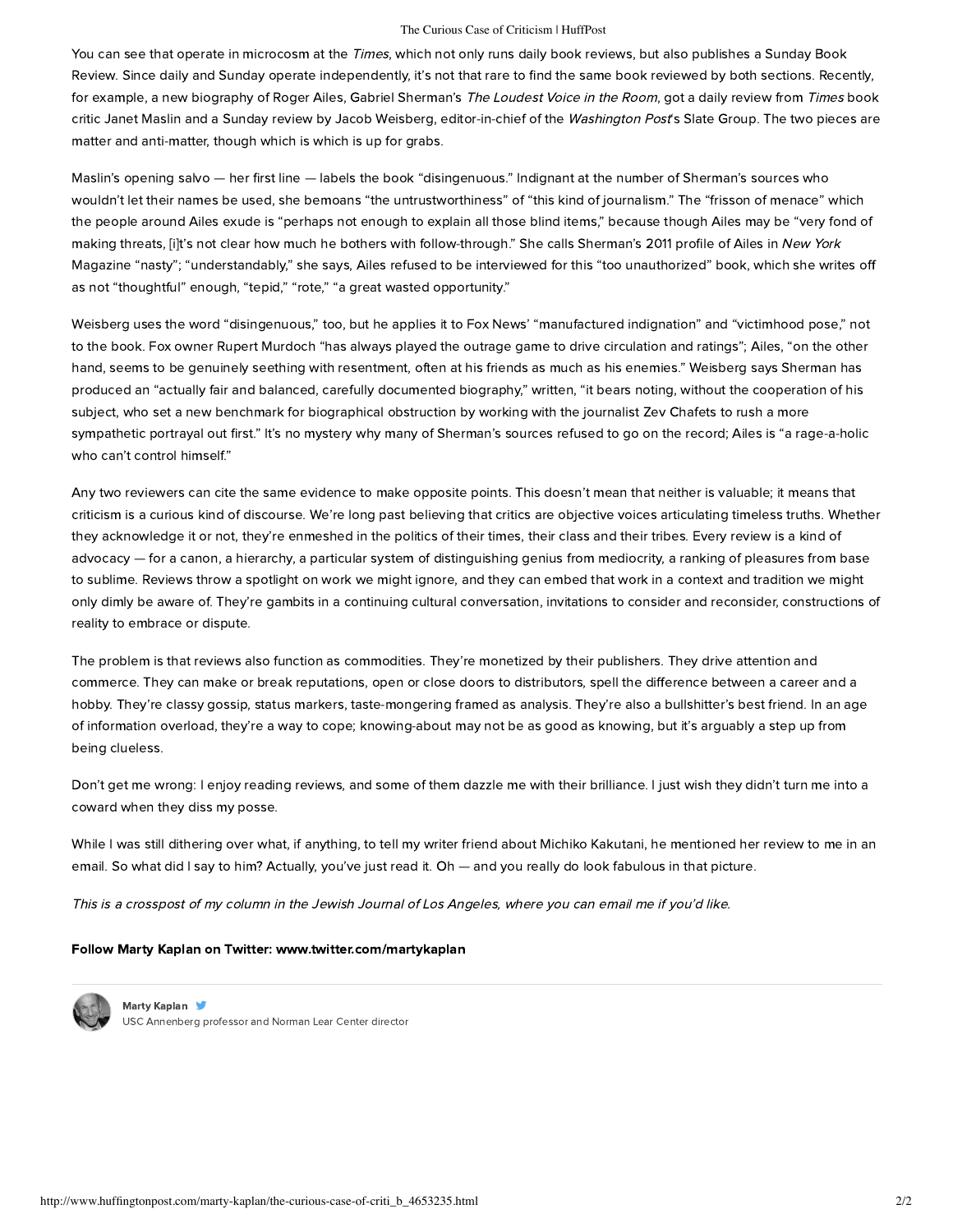You can see that operate in microcosm at the *Times*, which not only runs daily book reviews, but also publishes a Sunday Book Review. Since daily and Sunday operate independently, it's not that rare to find the same book reviewed by both sections. Recently, for example, a new biography of Roger Ailes, Gabriel Sherman's *The Loudest Voice in the Room*, got a daily review from *Times* book critic Janet Maslin and a Sunday review by Jacob Weisberg, editor-in-chief of the *Washington Post*'s Slate Group. The two pieces are matter and anti-matter, though which is which is up for grabs.

Maslin's opening salvo — her first line — labels the book "disingenuous." Indignant at the number of Sherman's sources who wouldn't let their names be used, she bemoans "the untrustworthiness" of "this kind of journalism." The "frisson of menace" which the people around Ailes exude is "perhaps not enough to explain all those blind items," because though Ailes may be "very fond of making threats, [i]t's not clear how much he bothers with follow-through." She calls Sherman's 2011 profile of Ailes in *New York* Magazine "nasty"; "understandably," she says, Ailes refused to be interviewed for this "too unauthorized" book, which she writes off as not "thoughtful" enough, "tepid," "rote," "a great wasted opportunity."

Weisberg uses the word "disingenuous," too, but he applies it to Fox News' "manufactured indignation" and "victimhood pose," not to the book. Fox owner Rupert Murdoch "has always played the outrage game to drive circulation and ratings"; Ailes, "on the other hand, seems to be genuinely seething with resentment, often at his friends as much as his enemies." Weisberg says Sherman has produced an "actually fair and balanced, carefully documented biography," written, "it bears noting, without the cooperation of his subject, who set a new benchmark for biographical obstruction by working with the journalist Zev Chafets to rush a more sympathetic portrayal out first." It's no mystery why many of Sherman's sources refused to go on the record; Ailes is "a rage-a-holic who can't control himself."

Any two reviewers can cite the same evidence to make opposite points. This doesn't mean that neither is valuable; it means that criticism is a curious kind of discourse. We're long past believing that critics are objective voices articulating timeless truths. Whether they acknowledge it or not, they're enmeshed in the politics of their times, their class and their tribes. Every review is a kind of advocacy — for a canon, a hierarchy, a particular system of distinguishing genius from mediocrity, a ranking of pleasures from base to sublime. Reviews throw a spotlight on work we might ignore, and they can embed that work in a context and tradition we might only dimly be aware of. They're gambits in a continuing cultural conversation, invitations to consider and reconsider, constructions of reality to embrace or dispute.

The problem is that reviews also function as commodities. They're monetized by their publishers. They drive attention and commerce. They can make or break reputations, open or close doors to distributors, spell the difference between a career and a hobby. They're classy gossip, status markers, taste-mongering framed as analysis. They're also a bullshitter's best friend. In an age of information overload, they're a way to cope; knowing-about may not be as good as knowing, but it's arguably a step up from being clueless.

Don't get me wrong: I enjoy reading reviews, and some of them dazzle me with their brilliance. I just wish they didn't turn me into a coward when they diss my posse.

While I was still dithering over what, if anything, to tell my writer friend about Michiko Kakutani, he mentioned her review to me in an email. So what did I say to him? Actually, you've just read it. Oh — and you really do look fabulous in that picture.

*This is a crosspost of my column in the Jewish Journal of Los Angeles, where you can email me if you'd like.*

**Follow Marty Kaplan on Twitter: www.twitter.com/martykaplan**

**Marty Kaplan**
USC Annenberg professor and Norman Lear Center director